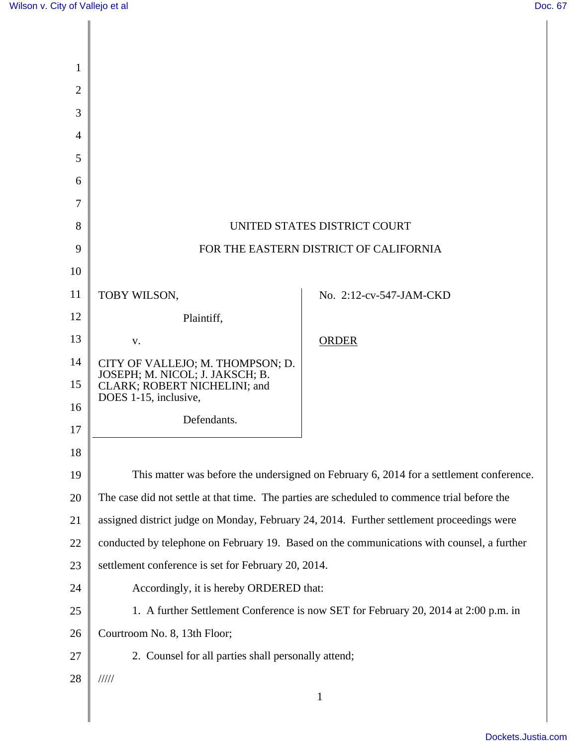UNITED STATES DISTRICT COURT

FOR THE EASTERN DISTRICT OF CALIFORNIA

TOBY WILSON,

Plaintiff,

v.

CITY OF VALLEJO; M. THOMPSON; D. JOSEPH; M. NICOL; J. JAKSCH; B. CLARK; ROBERT NICHELINI; and DOES 1-15, inclusive,

Defendants.

No. 2:12-cv-547-JAM-CKD

ORDER

This matter was before the undersigned on February 6, 2014 for a settlement conference. The case did not settle at that time. The parties are scheduled to commence trial before the assigned district judge on Monday, February 24, 2014. Further settlement proceedings were conducted by telephone on February 19. Based on the communications with counsel, a further settlement conference is set for February 20, 2014.

Accordingly, it is hereby ORDERED that:

1. A further Settlement Conference is now SET for February 20, 2014 at 2:00 p.m. in Courtroom No. 8, 13th Floor;

2. Counsel for all parties shall personally attend;

/////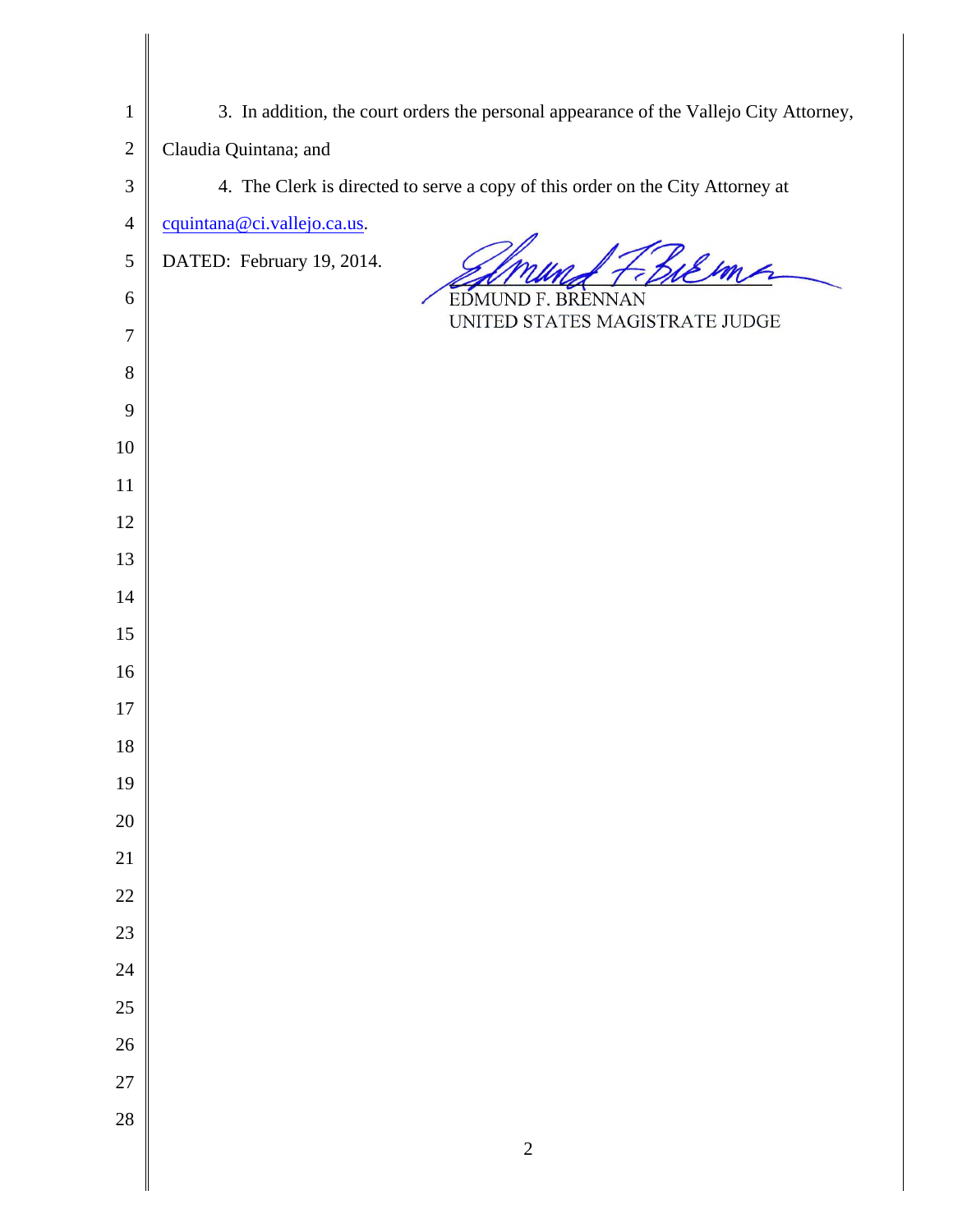3. In addition, the court orders the personal appearance of the Vallejo City Attorney, Claudia Quintana; and

4. The Clerk is directed to serve a copy of this order on the City Attorney at cquintana@ci.vallejo.ca.us.

DATED: February 19, 2014.

EDMUND F. BRENNAN
UNITED STATES MAGISTRATE JUDGE